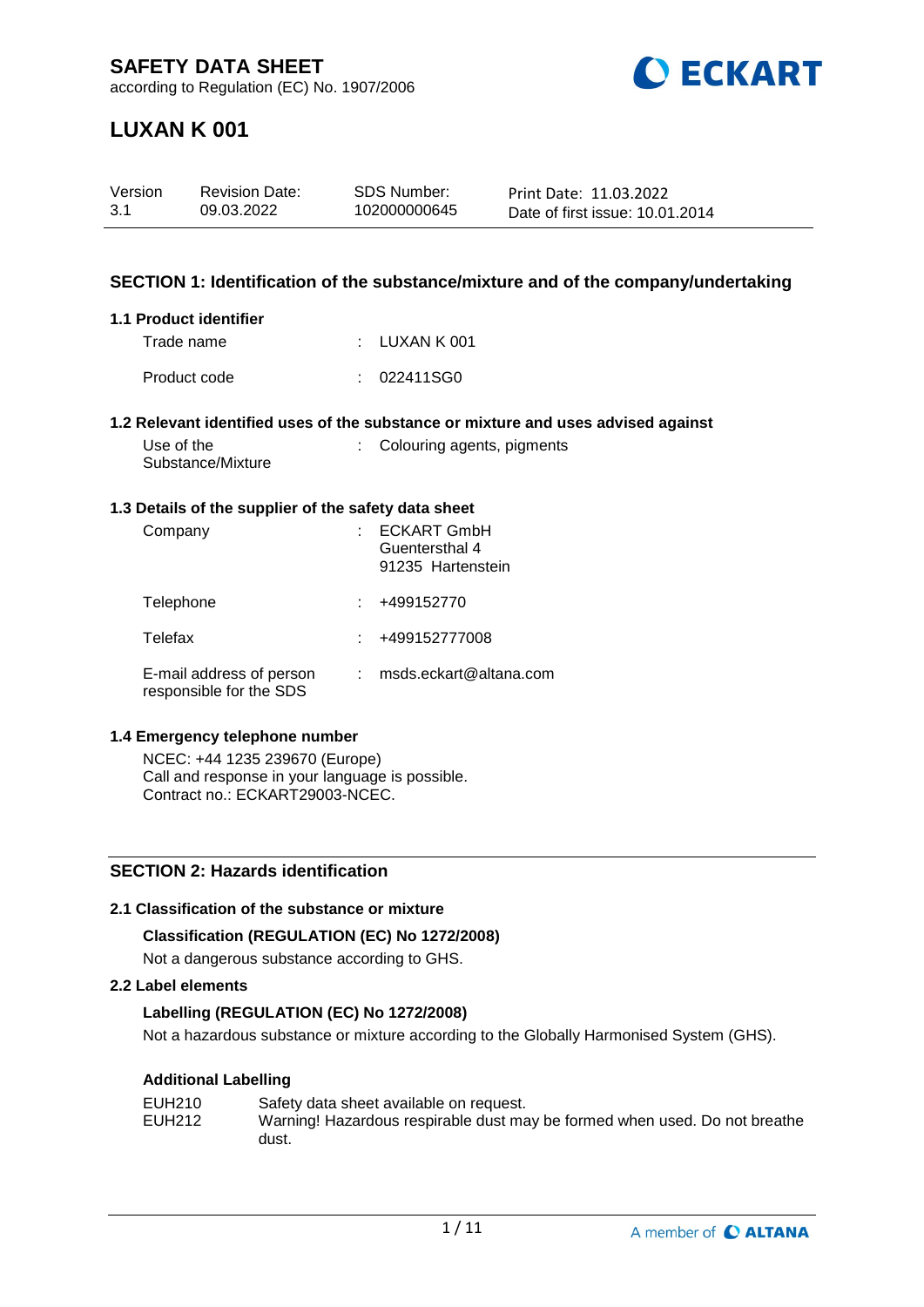# SAFETY DATA SHEET

according to Regulation (EC) No. 1907/2006

# LUXAN K 001

| Version | Revision Date: | SDS Number: | Print Date: 11.03.2022 |
|---|---|---|---|
| 3.1 | 09.03.2022 | 102000000645 | Date of first issue: 10.01.2014 |

## SECTION 1: Identification of the substance/mixture and of the company/undertaking

### 1.1 Product identifier

Trade name : LUXAN K 001

Product code : 022411SG0

### 1.2 Relevant identified uses of the substance or mixture and uses advised against

Use of the Substance/Mixture : Colouring agents, pigments

### 1.3 Details of the supplier of the safety data sheet

Company : ECKART GmbH
Guentersthal 4
91235 Hartenstein

Telephone : +499152770

Telefax : +499152777008

E-mail address of person responsible for the SDS : msds.eckart@altana.com

### 1.4 Emergency telephone number

NCEC: +44 1235 239670 (Europe)
Call and response in your language is possible.
Contract no.: ECKART29003-NCEC.

## SECTION 2: Hazards identification

### 2.1 Classification of the substance or mixture

**Classification (REGULATION (EC) No 1272/2008)**

Not a dangerous substance according to GHS.

### 2.2 Label elements

**Labelling (REGULATION (EC) No 1272/2008)**

Not a hazardous substance or mixture according to the Globally Harmonised System (GHS).

**Additional Labelling**

EUH210 Safety data sheet available on request.
EUH212 Warning! Hazardous respirable dust may be formed when used. Do not breathe dust.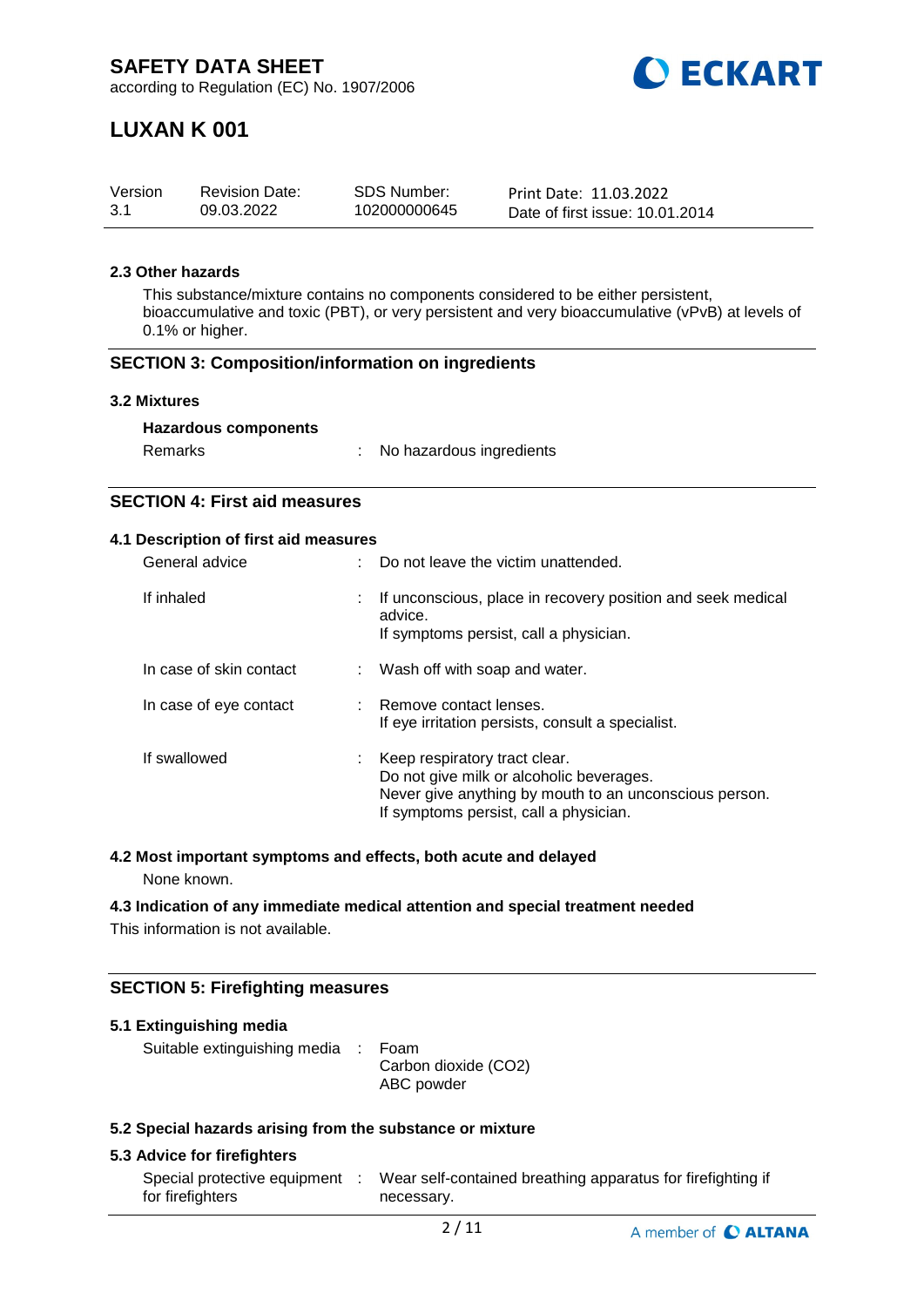#### 2.3 Other hazards

This substance/mixture contains no components considered to be either persistent, bioaccumulative and toxic (PBT), or very persistent and very bioaccumulative (vPvB) at levels of 0.1% or higher.

## SECTION 3: Composition/information on ingredients

#### 3.2 Mixtures

**Hazardous components**

Remarks : No hazardous ingredients

## SECTION 4: First aid measures

#### 4.1 Description of first aid measures

| | |
|---|---|
| General advice | : Do not leave the victim unattended. |
| If inhaled | : If unconscious, place in recovery position and seek medical advice.<br>If symptoms persist, call a physician. |
| In case of skin contact | : Wash off with soap and water. |
| In case of eye contact | : Remove contact lenses.<br>If eye irritation persists, consult a specialist. |
| If swallowed | : Keep respiratory tract clear.<br>Do not give milk or alcoholic beverages.<br>Never give anything by mouth to an unconscious person.<br>If symptoms persist, call a physician. |

#### 4.2 Most important symptoms and effects, both acute and delayed

None known.

#### 4.3 Indication of any immediate medical attention and special treatment needed

This information is not available.

## SECTION 5: Firefighting measures

#### 5.1 Extinguishing media

Suitable extinguishing media : Foam
Carbon dioxide ($CO_2$)
ABC powder

#### 5.2 Special hazards arising from the substance or mixture

#### 5.3 Advice for firefighters

Special protective equipment for firefighters : Wear self-contained breathing apparatus for firefighting if necessary.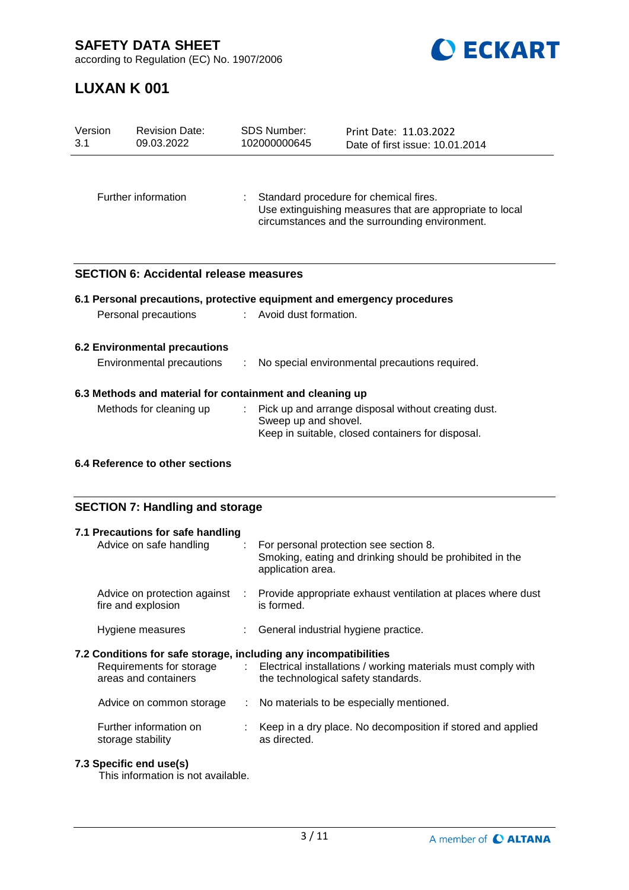| | | |
|---|---|---|
| Further information | : | Standard procedure for chemical fires.<br>Use extinguishing measures that are appropriate to local circumstances and the surrounding environment. |

## SECTION 6: Accidental release measures

### 6.1 Personal precautions, protective equipment and emergency procedures

| | | |
|---|---|---|
| Personal precautions | : | Avoid dust formation. |

### 6.2 Environmental precautions

| | | |
|---|---|---|
| Environmental precautions | : | No special environmental precautions required. |

### 6.3 Methods and material for containment and cleaning up

| | | |
|---|---|---|
| Methods for cleaning up | : | Pick up and arrange disposal without creating dust.<br>Sweep up and shovel.<br>Keep in suitable, closed containers for disposal. |

### 6.4 Reference to other sections

## SECTION 7: Handling and storage

### 7.1 Precautions for safe handling

| | | |
|---|---|---|
| Advice on safe handling | : | For personal protection see section 8.<br>Smoking, eating and drinking should be prohibited in the application area. |
| Advice on protection against fire and explosion | : | Provide appropriate exhaust ventilation at places where dust is formed. |
| Hygiene measures | : | General industrial hygiene practice. |

### 7.2 Conditions for safe storage, including any incompatibilities

| | | |
|---|---|---|
| Requirements for storage areas and containers | : | Electrical installations / working materials must comply with the technological safety standards. |
| Advice on common storage | : | No materials to be especially mentioned. |
| Further information on storage stability | : | Keep in a dry place. No decomposition if stored and applied as directed. |

### 7.3 Specific end use(s)

This information is not available.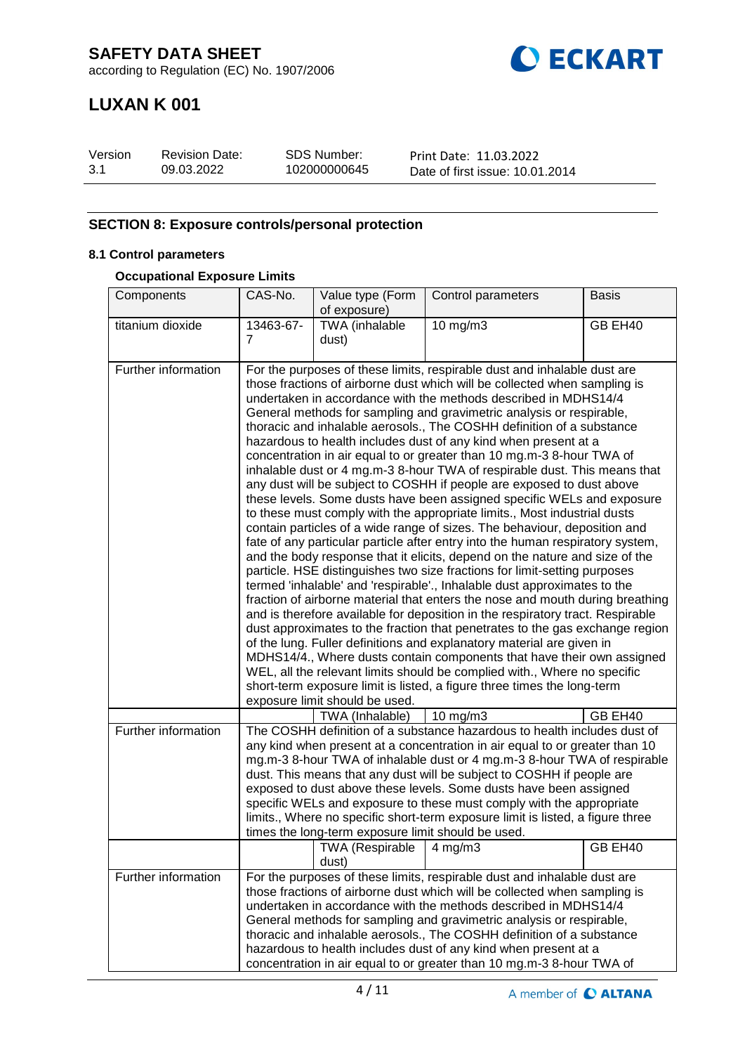## SECTION 8: Exposure controls/personal protection

### 8.1 Control parameters

#### Occupational Exposure Limits

| Components | CAS-No. | Value type (Form of exposure) | Control parameters | Basis |
|---|---|---|---|---|
| titanium dioxide | 13463-67-7 | TWA (inhalable dust) | 10 mg/m3 | GB EH40 |
| Further information | For the purposes of these limits, respirable dust and inhalable dust are those fractions of airborne dust which will be collected when sampling is undertaken in accordance with the methods described in MDHS14/4 General methods for sampling and gravimetric analysis or respirable, thoracic and inhalable aerosols., The COSHH definition of a substance hazardous to health includes dust of any kind when present at a concentration in air equal to or greater than 10 mg.m-3 8-hour TWA of inhalable dust or 4 mg.m-3 8-hour TWA of respirable dust. This means that any dust will be subject to COSHH if people are exposed to dust above these levels. Some dusts have been assigned specific WELs and exposure to these must comply with the appropriate limits., Most industrial dusts contain particles of a wide range of sizes. The behaviour, deposition and fate of any particular particle after entry into the human respiratory system, and the body response that it elicits, depend on the nature and size of the particle. HSE distinguishes two size fractions for limit-setting purposes termed 'inhalable' and 'respirable'., Inhalable dust approximates to the fraction of airborne material that enters the nose and mouth during breathing and is therefore available for deposition in the respiratory tract. Respirable dust approximates to the fraction that penetrates to the gas exchange region of the lung. Fuller definitions and explanatory material are given in MDHS14/4., Where dusts contain components that have their own assigned WEL, all the relevant limits should be complied with., Where no specific short-term exposure limit is listed, a figure three times the long-term exposure limit should be used. | | | |
| | | TWA (Inhalable) | 10 mg/m3 | GB EH40 |
| Further information | The COSHH definition of a substance hazardous to health includes dust of any kind when present at a concentration in air equal to or greater than 10 mg.m-3 8-hour TWA of inhalable dust or 4 mg.m-3 8-hour TWA of respirable dust. This means that any dust will be subject to COSHH if people are exposed to dust above these levels. Some dusts have been assigned specific WELs and exposure to these must comply with the appropriate limits., Where no specific short-term exposure limit is listed, a figure three times the long-term exposure limit should be used. | | | |
| | | TWA (Respirable dust) | 4 mg/m3 | GB EH40 |
| Further information | For the purposes of these limits, respirable dust and inhalable dust are those fractions of airborne dust which will be collected when sampling is undertaken in accordance with the methods described in MDHS14/4 General methods for sampling and gravimetric analysis or respirable, thoracic and inhalable aerosols., The COSHH definition of a substance hazardous to health includes dust of any kind when present at a concentration in air equal to or greater than 10 mg.m-3 8-hour TWA of | | | |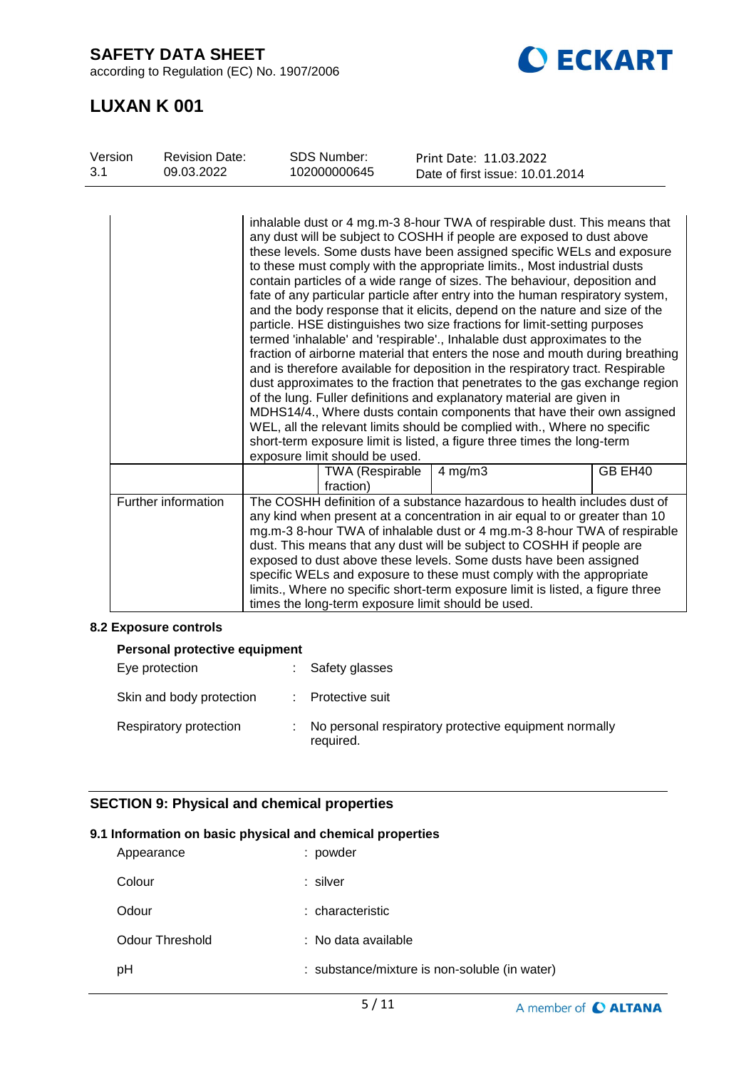| | | | | |
|---|---|---|---|---|
| | inhalable dust or 4 mg.m-3 8-hour TWA of respirable dust. This means that any dust will be subject to COSHH if people are exposed to dust above these levels. Some dusts have been assigned specific WELs and exposure to these must comply with the appropriate limits., Most industrial dusts contain particles of a wide range of sizes. The behaviour, deposition and fate of any particular particle after entry into the human respiratory system, and the body response that it elicits, depend on the nature and size of the particle. HSE distinguishes two size fractions for limit-setting purposes termed 'inhalable' and 'respirable'., Inhalable dust approximates to the fraction of airborne material that enters the nose and mouth during breathing and is therefore available for deposition in the respiratory tract. Respirable dust approximates to the fraction that penetrates to the gas exchange region of the lung. Fuller definitions and explanatory material are given in MDHS14/4., Where dusts contain components that have their own assigned WEL, all the relevant limits should be complied with., Where no specific short-term exposure limit is listed, a figure three times the long-term exposure limit should be used. | | | |
| | | TWA (Respirable fraction) | 4 mg/m3 | GB EH40 |
| Further information | The COSHH definition of a substance hazardous to health includes dust of any kind when present at a concentration in air equal to or greater than 10 mg.m-3 8-hour TWA of inhalable dust or 4 mg.m-3 8-hour TWA of respirable dust. This means that any dust will be subject to COSHH if people are exposed to dust above these levels. Some dusts have been assigned specific WELs and exposure to these must comply with the appropriate limits., Where no specific short-term exposure limit is listed, a figure three times the long-term exposure limit should be used. | | | |

**8.2 Exposure controls**

**Personal protective equipment**

| | |
|---|---|
| Eye protection | : Safety glasses |
| Skin and body protection | : Protective suit |
| Respiratory protection | : No personal respiratory protective equipment normally required. |

## SECTION 9: Physical and chemical properties

**9.1 Information on basic physical and chemical properties**

| | |
|---|---|
| Appearance | : powder |
| Colour | : silver |
| Odour | : characteristic |
| Odour Threshold | : No data available |
| pH | : substance/mixture is non-soluble (in water) |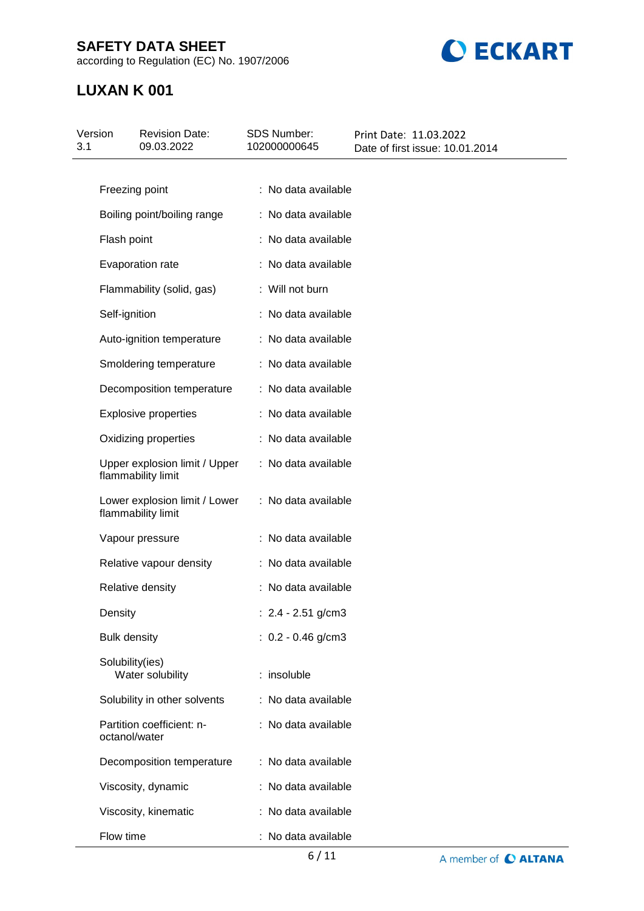| | | |
|---|---|---|
| Freezing point | : | No data available |
| Boiling point/boiling range | : | No data available |
| Flash point | : | No data available |
| Evaporation rate | : | No data available |
| Flammability (solid, gas) | : | Will not burn |
| Self-ignition | : | No data available |
| Auto-ignition temperature | : | No data available |
| Smoldering temperature | : | No data available |
| Decomposition temperature | : | No data available |
| Explosive properties | : | No data available |
| Oxidizing properties | : | No data available |
| Upper explosion limit / Upper flammability limit | : | No data available |
| Lower explosion limit / Lower flammability limit | : | No data available |
| Vapour pressure | : | No data available |
| Relative vapour density | : | No data available |
| Relative density | : | No data available |
| Density | : | 2.4 - 2.51 g/cm3 |
| Bulk density | : | 0.2 - 0.46 g/cm3 |
| Solubility(ies) | | |
| Water solubility | : | insoluble |
| Solubility in other solvents | : | No data available |
| Partition coefficient: n-octanol/water | : | No data available |
| Decomposition temperature | : | No data available |
| Viscosity, dynamic | : | No data available |
| Viscosity, kinematic | : | No data available |
| Flow time | : | No data available |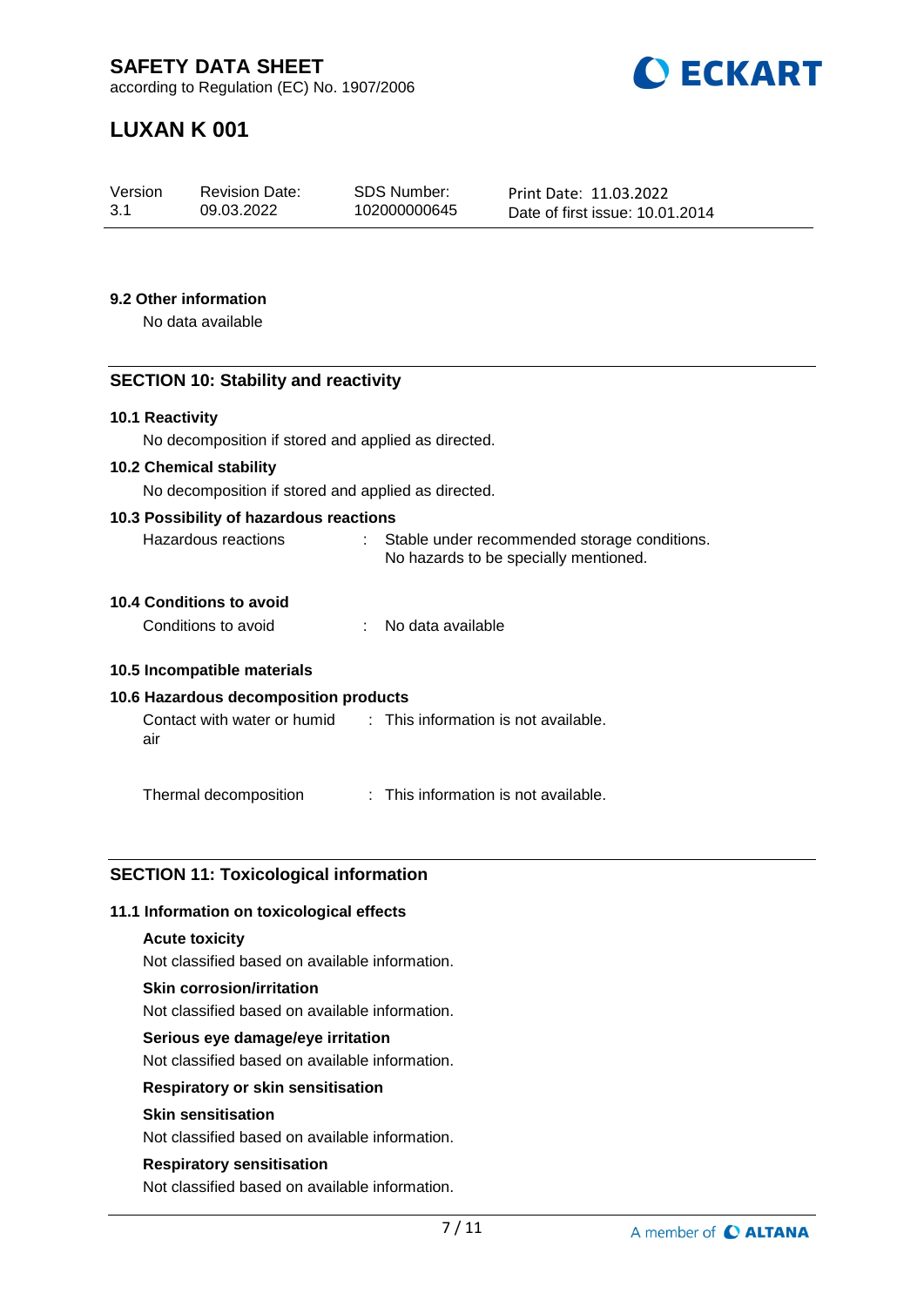### 9.2 Other information

No data available

## SECTION 10: Stability and reactivity

### 10.1 Reactivity

No decomposition if stored and applied as directed.

### 10.2 Chemical stability

No decomposition if stored and applied as directed.

### 10.3 Possibility of hazardous reactions

Hazardous reactions : Stable under recommended storage conditions. No hazards to be specially mentioned.

### 10.4 Conditions to avoid

Conditions to avoid : No data available

### 10.5 Incompatible materials

### 10.6 Hazardous decomposition products

Contact with water or humid air : This information is not available.

Thermal decomposition : This information is not available.

## SECTION 11: Toxicological information

### 11.1 Information on toxicological effects

**Acute toxicity**

Not classified based on available information.

**Skin corrosion/irritation**

Not classified based on available information.

**Serious eye damage/eye irritation**

Not classified based on available information.

**Respiratory or skin sensitisation**

**Skin sensitisation**

Not classified based on available information.

**Respiratory sensitisation**

Not classified based on available information.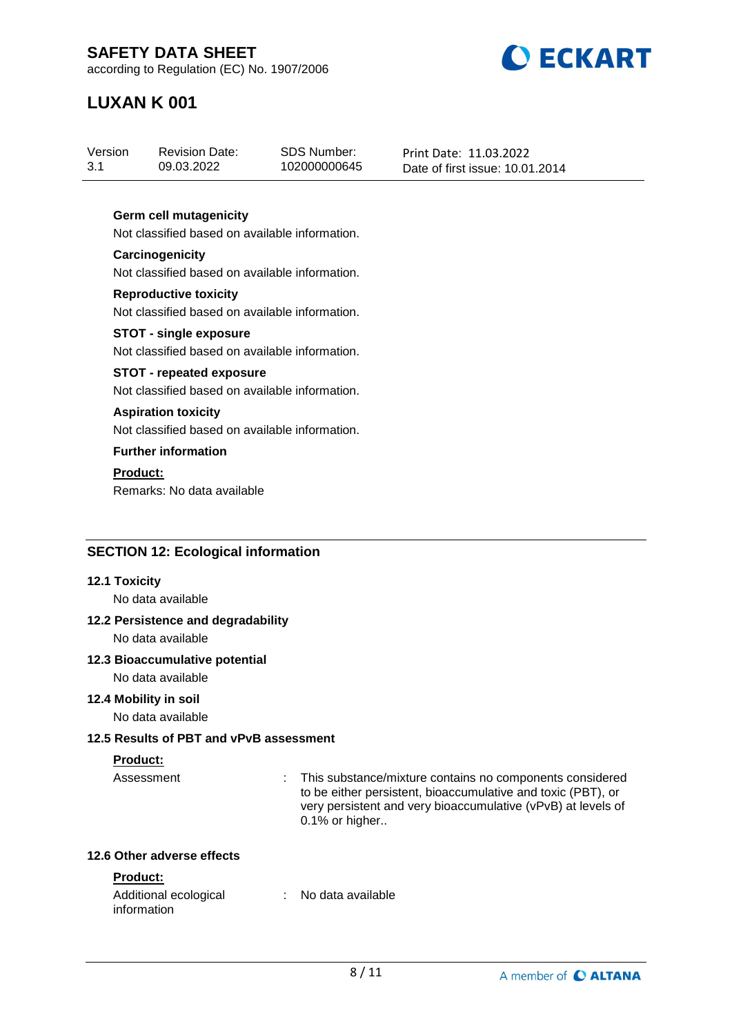**Germ cell mutagenicity**

Not classified based on available information.

**Carcinogenicity**

Not classified based on available information.

**Reproductive toxicity**

Not classified based on available information.

**STOT - single exposure**

Not classified based on available information.

**STOT - repeated exposure**

Not classified based on available information.

**Aspiration toxicity**

Not classified based on available information.

**Further information**

**Product:**

Remarks: No data available

## SECTION 12: Ecological information

### 12.1 Toxicity

No data available

### 12.2 Persistence and degradability

No data available

### 12.3 Bioaccumulative potential

No data available

### 12.4 Mobility in soil

No data available

### 12.5 Results of PBT and vPvB assessment

**Product:**

Assessment : This substance/mixture contains no components considered to be either persistent, bioaccumulative and toxic (PBT), or very persistent and very bioaccumulative (vPvB) at levels of 0.1% or higher..

### 12.6 Other adverse effects

**Product:**

Additional ecological information : No data available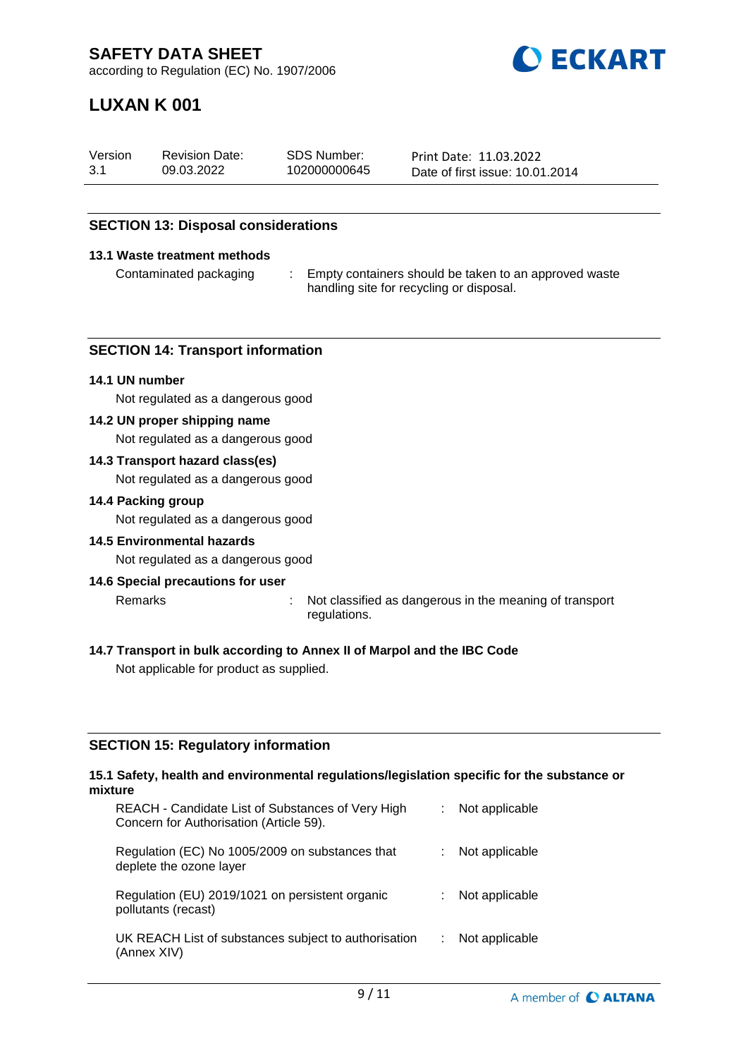## SECTION 13: Disposal considerations

### 13.1 Waste treatment methods

Contaminated packaging : Empty containers should be taken to an approved waste handling site for recycling or disposal.

## SECTION 14: Transport information

### 14.1 UN number

Not regulated as a dangerous good

### 14.2 UN proper shipping name

Not regulated as a dangerous good

### 14.3 Transport hazard class(es)

Not regulated as a dangerous good

### 14.4 Packing group

Not regulated as a dangerous good

### 14.5 Environmental hazards

Not regulated as a dangerous good

### 14.6 Special precautions for user

Remarks : Not classified as dangerous in the meaning of transport regulations.

### 14.7 Transport in bulk according to Annex II of Marpol and the IBC Code

Not applicable for product as supplied.

## SECTION 15: Regulatory information

### 15.1 Safety, health and environmental regulations/legislation specific for the substance or mixture

REACH - Candidate List of Substances of Very High Concern for Authorisation (Article 59). : Not applicable

Regulation (EC) No 1005/2009 on substances that deplete the ozone layer : Not applicable

Regulation (EU) 2019/1021 on persistent organic pollutants (recast) : Not applicable

UK REACH List of substances subject to authorisation (Annex XIV) : Not applicable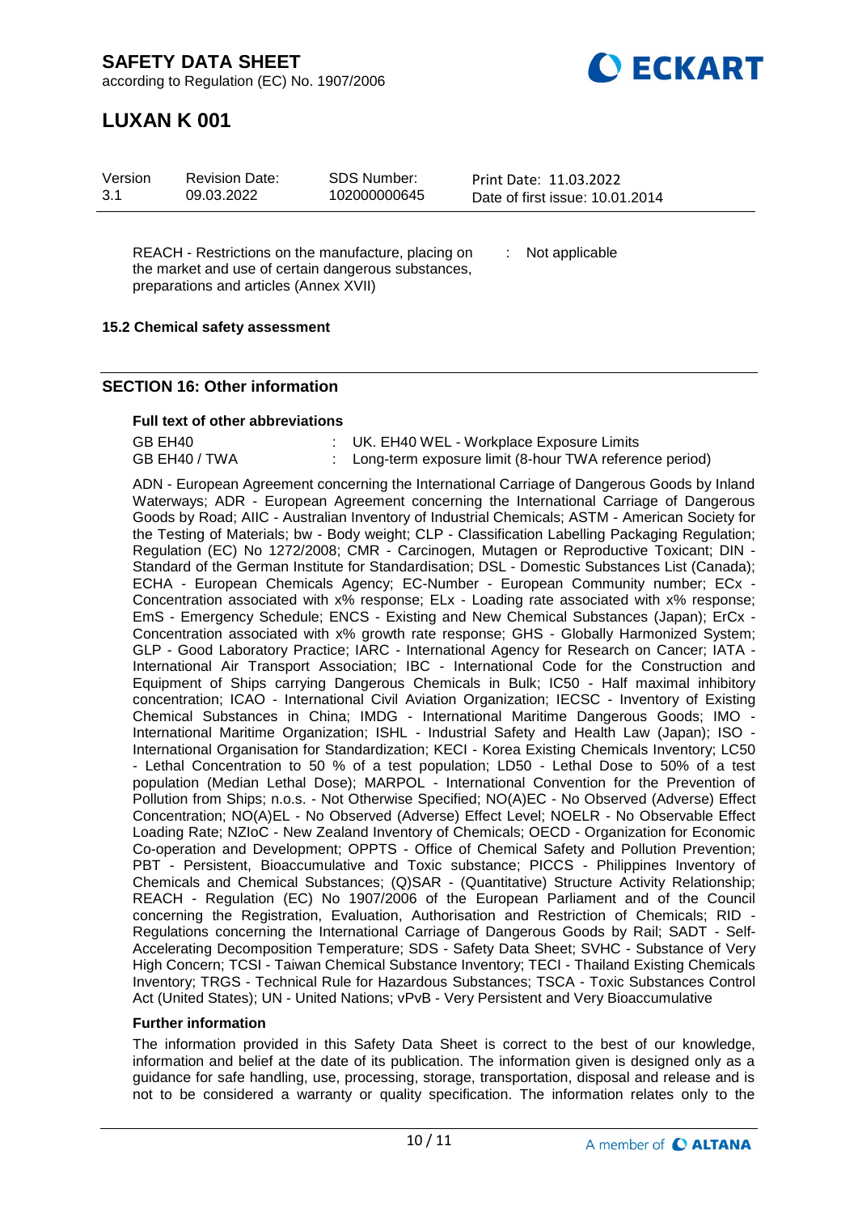| | | |
|---|---|---|
| REACH - Restrictions on the manufacture, placing on the market and use of certain dangerous substances, preparations and articles (Annex XVII) | : | Not applicable |

**15.2 Chemical safety assessment**

## SECTION 16: Other information

**Full text of other abbreviations**

| | | |
|---|---|---|
| GB EH40 | : | UK. EH40 WEL - Workplace Exposure Limits |
| GB EH40 / TWA | : | Long-term exposure limit (8-hour TWA reference period) |

ADN - European Agreement concerning the International Carriage of Dangerous Goods by Inland Waterways; ADR - European Agreement concerning the International Carriage of Dangerous Goods by Road; AIIC - Australian Inventory of Industrial Chemicals; ASTM - American Society for the Testing of Materials; bw - Body weight; CLP - Classification Labelling Packaging Regulation; Regulation (EC) No 1272/2008; CMR - Carcinogen, Mutagen or Reproductive Toxicant; DIN - Standard of the German Institute for Standardisation; DSL - Domestic Substances List (Canada); ECHA - European Chemicals Agency; EC-Number - European Community number; ECx - Concentration associated with x% response; ELx - Loading rate associated with x% response; EmS - Emergency Schedule; ENCS - Existing and New Chemical Substances (Japan); ErCx - Concentration associated with x% growth rate response; GHS - Globally Harmonized System; GLP - Good Laboratory Practice; IARC - International Agency for Research on Cancer; IATA - International Air Transport Association; IBC - International Code for the Construction and Equipment of Ships carrying Dangerous Chemicals in Bulk; IC50 - Half maximal inhibitory concentration; ICAO - International Civil Aviation Organization; IECSC - Inventory of Existing Chemical Substances in China; IMDG - International Maritime Dangerous Goods; IMO - International Maritime Organization; ISHL - Industrial Safety and Health Law (Japan); ISO - International Organisation for Standardization; KECI - Korea Existing Chemicals Inventory; LC50 - Lethal Concentration to 50 % of a test population; LD50 - Lethal Dose to 50% of a test population (Median Lethal Dose); MARPOL - International Convention for the Prevention of Pollution from Ships; n.o.s. - Not Otherwise Specified; NO(A)EC - No Observed (Adverse) Effect Concentration; NO(A)EL - No Observed (Adverse) Effect Level; NOELR - No Observable Effect Loading Rate; NZIoC - New Zealand Inventory of Chemicals; OECD - Organization for Economic Co-operation and Development; OPPTS - Office of Chemical Safety and Pollution Prevention; PBT - Persistent, Bioaccumulative and Toxic substance; PICCS - Philippines Inventory of Chemicals and Chemical Substances; (Q)SAR - (Quantitative) Structure Activity Relationship; REACH - Regulation (EC) No 1907/2006 of the European Parliament and of the Council concerning the Registration, Evaluation, Authorisation and Restriction of Chemicals; RID - Regulations concerning the International Carriage of Dangerous Goods by Rail; SADT - Self-Accelerating Decomposition Temperature; SDS - Safety Data Sheet; SVHC - Substance of Very High Concern; TCSI - Taiwan Chemical Substance Inventory; TECI - Thailand Existing Chemicals Inventory; TRGS - Technical Rule for Hazardous Substances; TSCA - Toxic Substances Control Act (United States); UN - United Nations; vPvB - Very Persistent and Very Bioaccumulative

**Further information**

The information provided in this Safety Data Sheet is correct to the best of our knowledge, information and belief at the date of its publication. The information given is designed only as a guidance for safe handling, use, processing, storage, transportation, disposal and release and is not to be considered a warranty or quality specification. The information relates only to the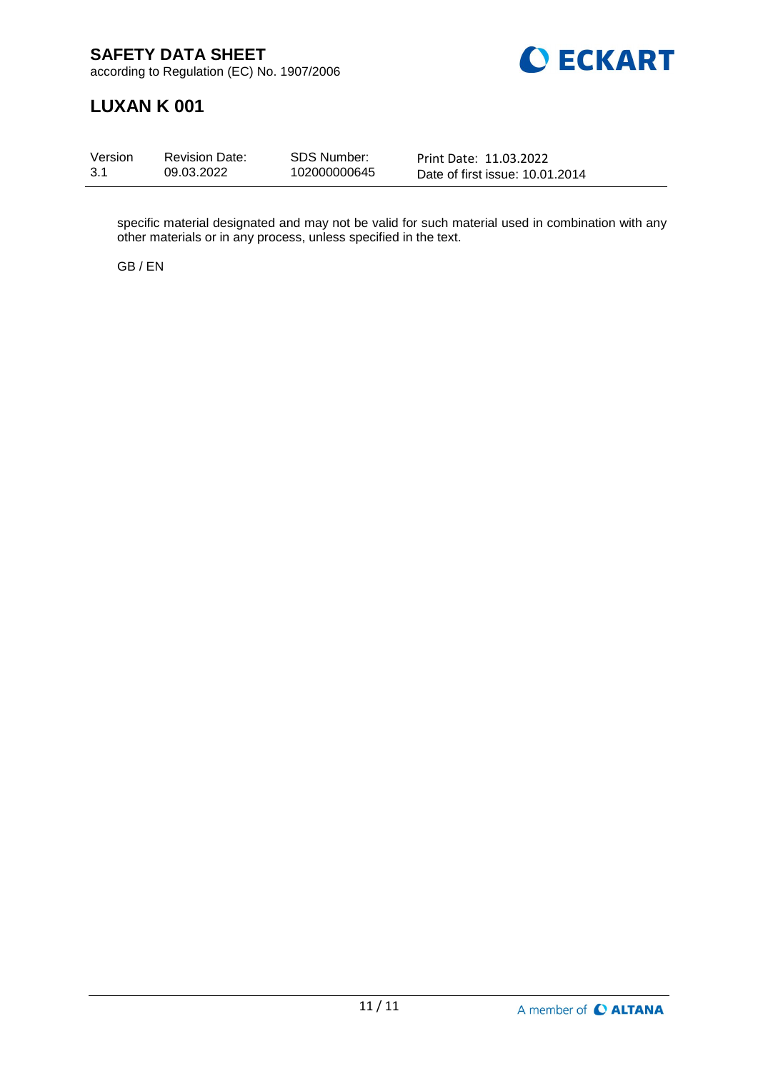specific material designated and may not be valid for such material used in combination with any other materials or in any process, unless specified in the text.

GB / EN